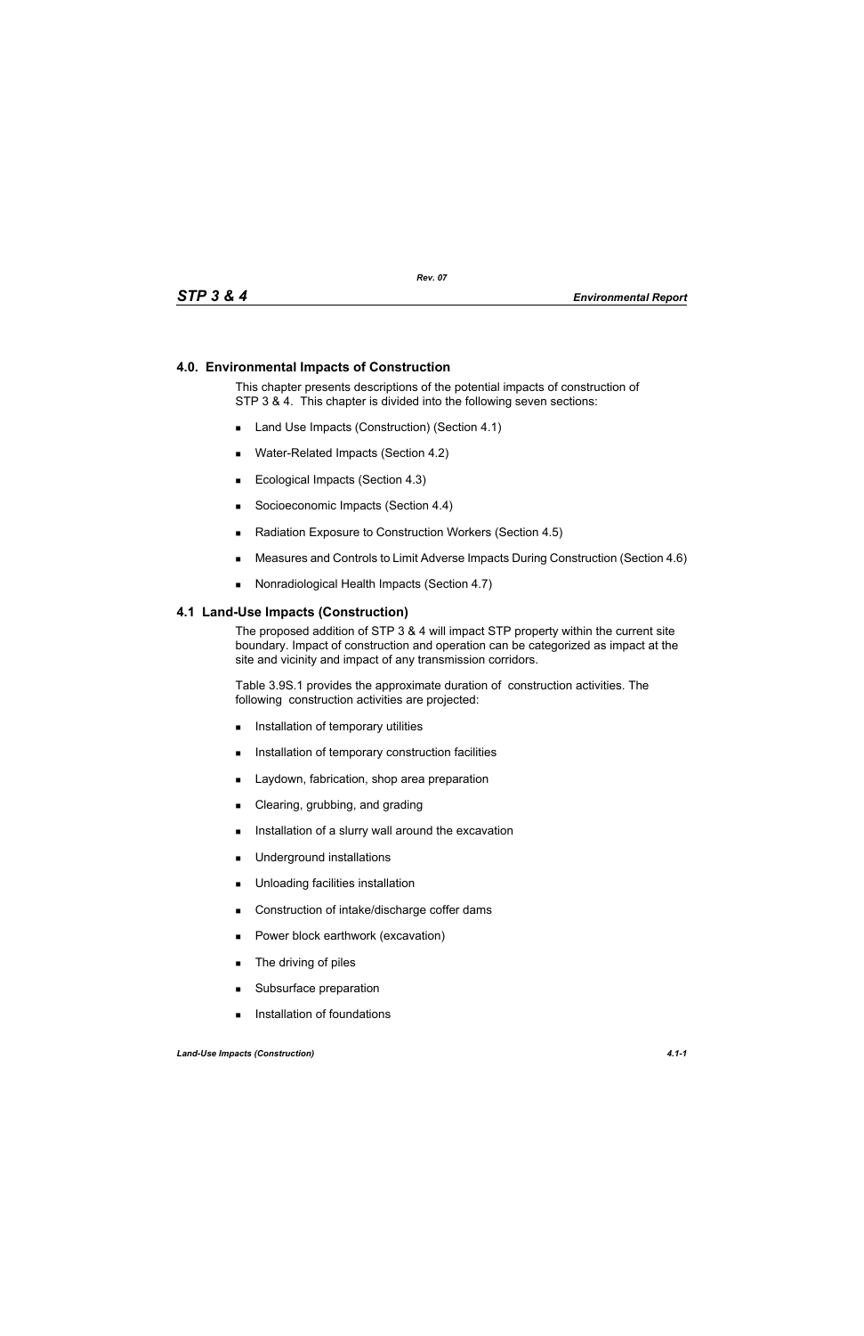## 4.0. Environmental Impacts of Construction

This chapter presents descriptions of the potential impacts of construction of STP 3 & 4. This chapter is divided into the following seven sections:

- Land Use Impacts (Construction) (Section 4.1)
- Water-Related Impacts (Section 4.2)
- Ecological Impacts (Section 4.3)
- Socioeconomic Impacts (Section 4.4)
- Radiation Exposure to Construction Workers (Section 4.5)
- Measures and Controls to Limit Adverse Impacts During Construction (Section 4.6)
- Nonradiological Health Impacts (Section 4.7)

## 4.1 Land-Use Impacts (Construction)

The proposed addition of STP 3 & 4 will impact STP property within the current site boundary. Impact of construction and operation can be categorized as impact at the site and vicinity and impact of any transmission corridors.

Table 3.9S.1 provides the approximate duration of construction activities. The following construction activities are projected:

- Installation of temporary utilities
- Installation of temporary construction facilities
- Laydown, fabrication, shop area preparation
- Clearing, grubbing, and grading
- Installation of a slurry wall around the excavation
- Underground installations
- Unloading facilities installation
- Construction of intake/discharge coffer dams
- Power block earthwork (excavation)
- The driving of piles
- Subsurface preparation
- Installation of foundations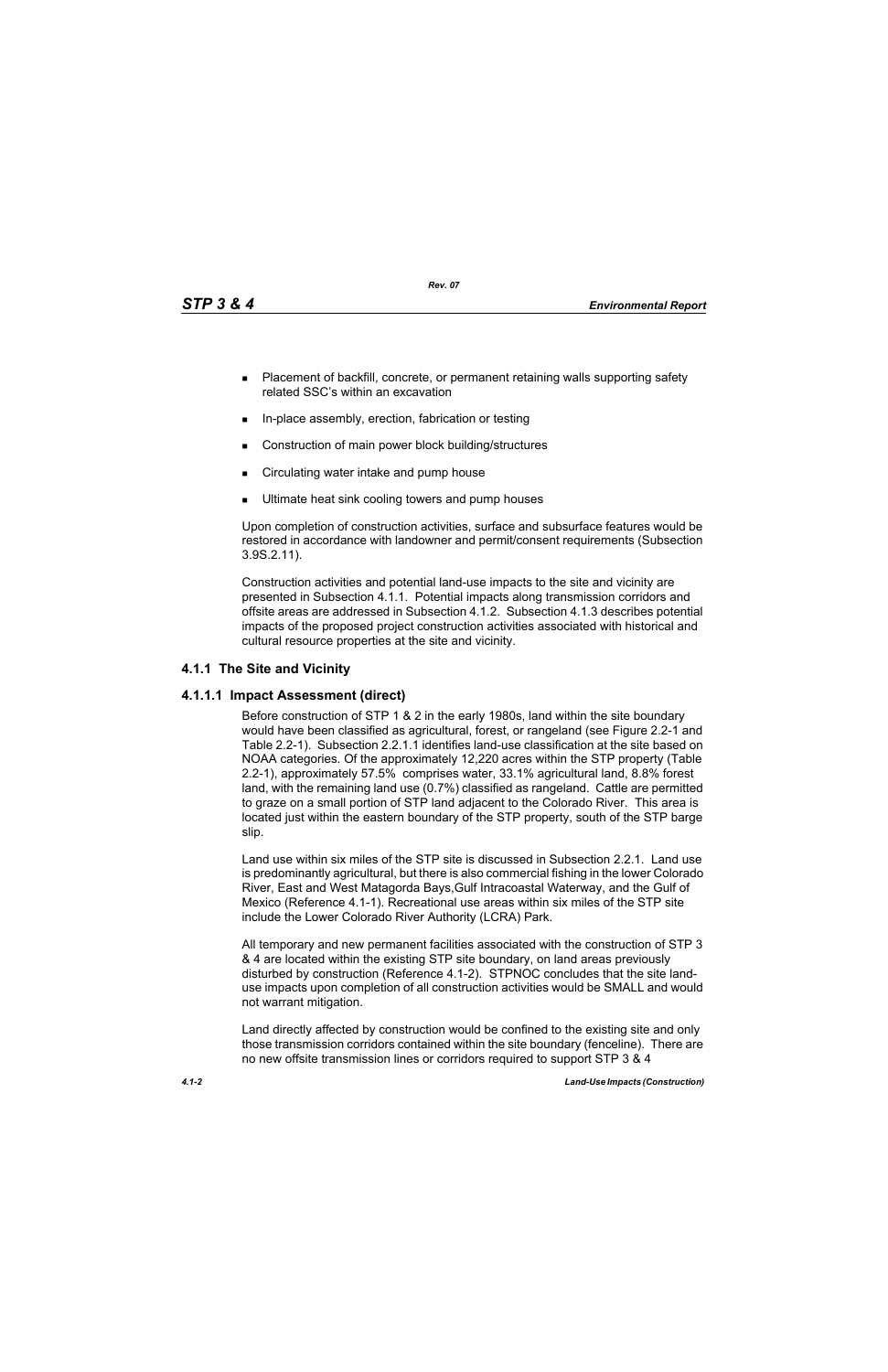- Placement of backfill, concrete, or permanent retaining walls supporting safety related SSC's within an excavation
- In-place assembly, erection, fabrication or testing
- Construction of main power block building/structures
- Circulating water intake and pump house
- Ultimate heat sink cooling towers and pump houses

Upon completion of construction activities, surface and subsurface features would be restored in accordance with landowner and permit/consent requirements (Subsection 3.9S.2.11).

Construction activities and potential land-use impacts to the site and vicinity are presented in Subsection 4.1.1. Potential impacts along transmission corridors and offsite areas are addressed in Subsection 4.1.2. Subsection 4.1.3 describes potential impacts of the proposed project construction activities associated with historical and cultural resource properties at the site and vicinity.

### 4.1.1 The Site and Vicinity

#### 4.1.1.1 Impact Assessment (direct)

Before construction of STP 1 & 2 in the early 1980s, land within the site boundary would have been classified as agricultural, forest, or rangeland (see Figure 2.2-1 and Table 2.2-1). Subsection 2.2.1.1 identifies land-use classification at the site based on NOAA categories. Of the approximately 12,220 acres within the STP property (Table 2.2-1), approximately 57.5% comprises water, 33.1% agricultural land, 8.8% forest land, with the remaining land use (0.7%) classified as rangeland. Cattle are permitted to graze on a small portion of STP land adjacent to the Colorado River. This area is located just within the eastern boundary of the STP property, south of the STP barge slip.

Land use within six miles of the STP site is discussed in Subsection 2.2.1. Land use is predominantly agricultural, but there is also commercial fishing in the lower Colorado River, East and West Matagorda Bays,Gulf Intracoastal Waterway, and the Gulf of Mexico (Reference 4.1-1). Recreational use areas within six miles of the STP site include the Lower Colorado River Authority (LCRA) Park.

All temporary and new permanent facilities associated with the construction of STP 3 & 4 are located within the existing STP site boundary, on land areas previously disturbed by construction (Reference 4.1-2). STPNOC concludes that the site land-use impacts upon completion of all construction activities would be SMALL and would not warrant mitigation.

Land directly affected by construction would be confined to the existing site and only those transmission corridors contained within the site boundary (fenceline). There are no new offsite transmission lines or corridors required to support STP 3 & 4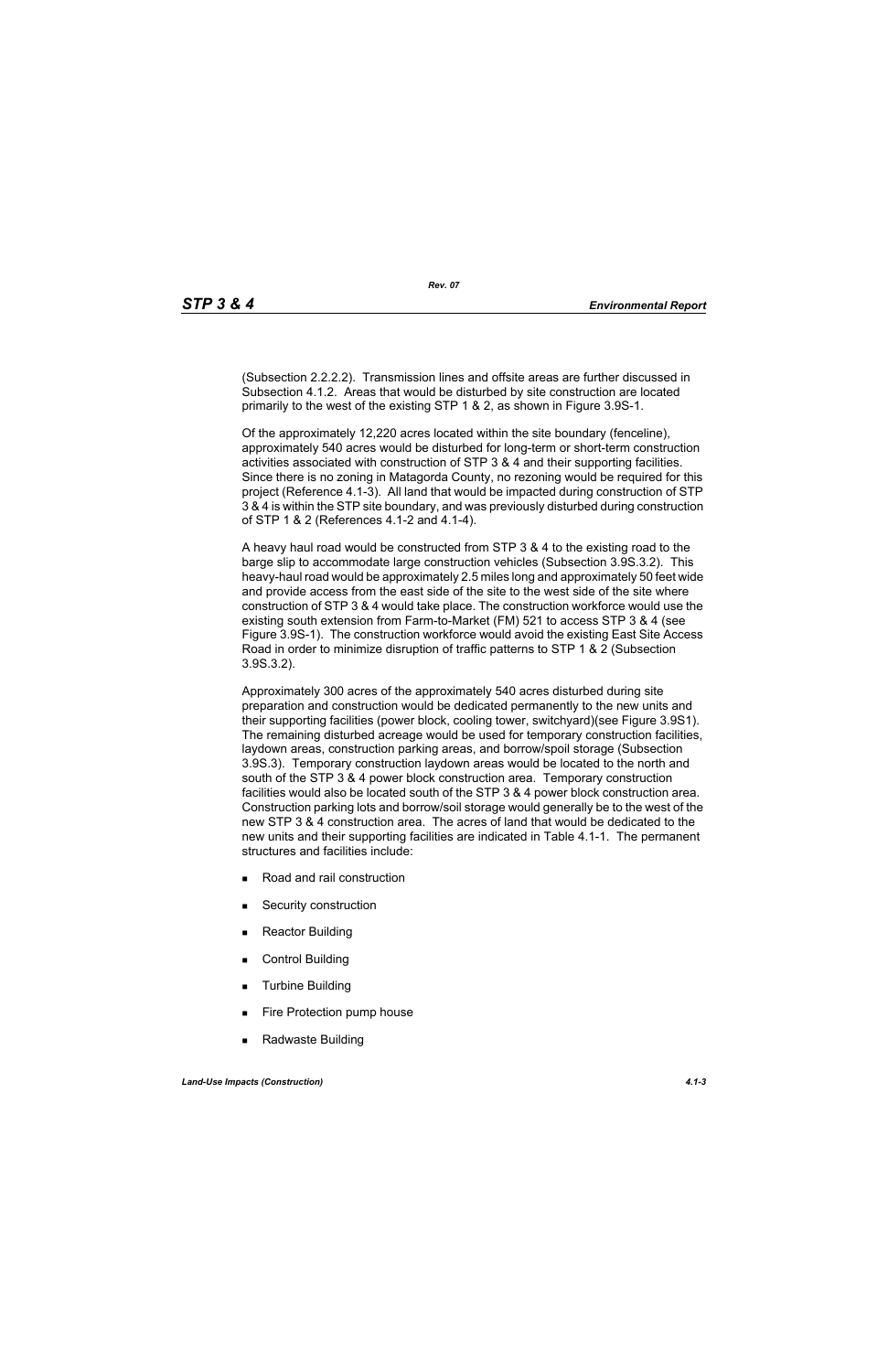(Subsection 2.2.2.2). Transmission lines and offsite areas are further discussed in Subsection 4.1.2. Areas that would be disturbed by site construction are located primarily to the west of the existing STP 1 & 2, as shown in Figure 3.9S-1.

Of the approximately 12,220 acres located within the site boundary (fenceline), approximately 540 acres would be disturbed for long-term or short-term construction activities associated with construction of STP 3 & 4 and their supporting facilities. Since there is no zoning in Matagorda County, no rezoning would be required for this project (Reference 4.1-3). All land that would be impacted during construction of STP 3 & 4 is within the STP site boundary, and was previously disturbed during construction of STP 1 & 2 (References 4.1-2 and 4.1-4).

A heavy haul road would be constructed from STP 3 & 4 to the existing road to the barge slip to accommodate large construction vehicles (Subsection 3.9S.3.2). This heavy-haul road would be approximately 2.5 miles long and approximately 50 feet wide and provide access from the east side of the site to the west side of the site where construction of STP 3 & 4 would take place. The construction workforce would use the existing south extension from Farm-to-Market (FM) 521 to access STP 3 & 4 (see Figure 3.9S-1). The construction workforce would avoid the existing East Site Access Road in order to minimize disruption of traffic patterns to STP 1 & 2 (Subsection 3.9S.3.2).

Approximately 300 acres of the approximately 540 acres disturbed during site preparation and construction would be dedicated permanently to the new units and their supporting facilities (power block, cooling tower, switchyard)(see Figure 3.9S1). The remaining disturbed acreage would be used for temporary construction facilities, laydown areas, construction parking areas, and borrow/spoil storage (Subsection 3.9S.3). Temporary construction laydown areas would be located to the north and south of the STP 3 & 4 power block construction area. Temporary construction facilities would also be located south of the STP 3 & 4 power block construction area. Construction parking lots and borrow/soil storage would generally be to the west of the new STP 3 & 4 construction area. The acres of land that would be dedicated to the new units and their supporting facilities are indicated in Table 4.1-1. The permanent structures and facilities include:

- Road and rail construction
- Security construction
- Reactor Building
- Control Building
- Turbine Building
- Fire Protection pump house
- Radwaste Building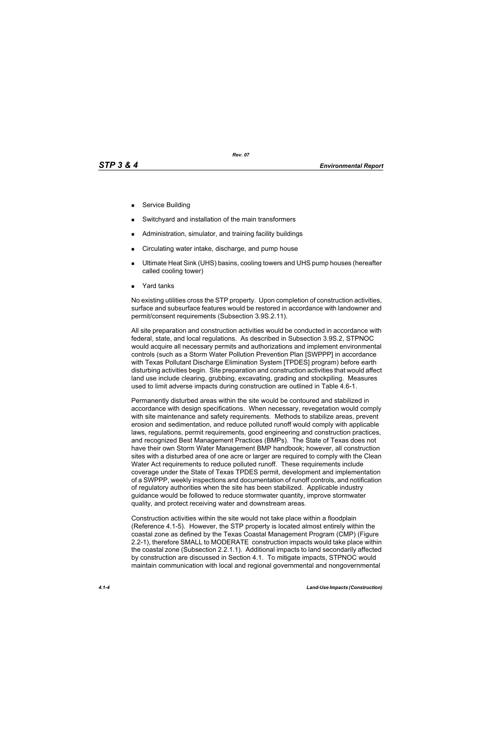- Service Building
- Switchyard and installation of the main transformers
- Administration, simulator, and training facility buildings
- Circulating water intake, discharge, and pump house
- Ultimate Heat Sink (UHS) basins, cooling towers and UHS pump houses (hereafter called cooling tower)
- Yard tanks

No existing utilities cross the STP property. Upon completion of construction activities, surface and subsurface features would be restored in accordance with landowner and permit/consent requirements (Subsection 3.9S.2.11).

All site preparation and construction activities would be conducted in accordance with federal, state, and local regulations. As described in Subsection 3.9S.2, STPNOC would acquire all necessary permits and authorizations and implement environmental controls (such as a Storm Water Pollution Prevention Plan [SWPPP] in accordance with Texas Pollutant Discharge Elimination System [TPDES] program) before earth disturbing activities begin. Site preparation and construction activities that would affect land use include clearing, grubbing, excavating, grading and stockpiling. Measures used to limit adverse impacts during construction are outlined in Table 4.6-1.

Permanently disturbed areas within the site would be contoured and stabilized in accordance with design specifications. When necessary, revegetation would comply with site maintenance and safety requirements. Methods to stabilize areas, prevent erosion and sedimentation, and reduce polluted runoff would comply with applicable laws, regulations, permit requirements, good engineering and construction practices, and recognized Best Management Practices (BMPs). The State of Texas does not have their own Storm Water Management BMP handbook; however, all construction sites with a disturbed area of one acre or larger are required to comply with the Clean Water Act requirements to reduce polluted runoff. These requirements include coverage under the State of Texas TPDES permit, development and implementation of a SWPPP, weekly inspections and documentation of runoff controls, and notification of regulatory authorities when the site has been stabilized. Applicable industry guidance would be followed to reduce stormwater quantity, improve stormwater quality, and protect receiving water and downstream areas.

Construction activities within the site would not take place within a floodplain (Reference 4.1-5). However, the STP property is located almost entirely within the coastal zone as defined by the Texas Coastal Management Program (CMP) (Figure 2.2-1), therefore SMALL to MODERATE construction impacts would take place within the coastal zone (Subsection 2.2.1.1). Additional impacts to land secondarily affected by construction are discussed in Section 4.1. To mitigate impacts, STPNOC would maintain communication with local and regional governmental and nongovernmental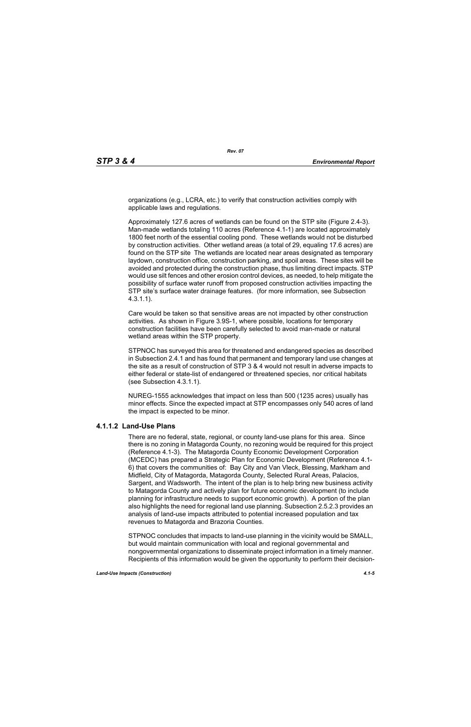organizations (e.g., LCRA, etc.) to verify that construction activities comply with applicable laws and regulations.

Approximately 127.6 acres of wetlands can be found on the STP site (Figure 2.4-3). Man-made wetlands totaling 110 acres (Reference 4.1-1) are located approximately 1800 feet north of the essential cooling pond. These wetlands would not be disturbed by construction activities. Other wetland areas (a total of 29, equaling 17.6 acres) are found on the STP site The wetlands are located near areas designated as temporary laydown, construction office, construction parking, and spoil areas. These sites will be avoided and protected during the construction phase, thus limiting direct impacts. STP would use silt fences and other erosion control devices, as needed, to help mitigate the possibility of surface water runoff from proposed construction activities impacting the STP site's surface water drainage features. (for more information, see Subsection 4.3.1.1).

Care would be taken so that sensitive areas are not impacted by other construction activities. As shown in Figure 3.9S-1, where possible, locations for temporary construction facilities have been carefully selected to avoid man-made or natural wetland areas within the STP property.

STPNOC has surveyed this area for threatened and endangered species as described in Subsection 2.4.1 and has found that permanent and temporary land use changes at the site as a result of construction of STP 3 & 4 would not result in adverse impacts to either federal or state-list of endangered or threatened species, nor critical habitats (see Subsection 4.3.1.1).

NUREG-1555 acknowledges that impact on less than 500 (1235 acres) usually has minor effects. Since the expected impact at STP encompasses only 540 acres of land the impact is expected to be minor.

### 4.1.1.2 Land-Use Plans

There are no federal, state, regional, or county land-use plans for this area. Since there is no zoning in Matagorda County, no rezoning would be required for this project (Reference 4.1-3). The Matagorda County Economic Development Corporation (MCEDC) has prepared a Strategic Plan for Economic Development (Reference 4.1-6) that covers the communities of: Bay City and Van Vleck, Blessing, Markham and Midfield, City of Matagorda, Matagorda County, Selected Rural Areas, Palacios, Sargent, and Wadsworth. The intent of the plan is to help bring new business activity to Matagorda County and actively plan for future economic development (to include planning for infrastructure needs to support economic growth). A portion of the plan also highlights the need for regional land use planning. Subsection 2.5.2.3 provides an analysis of land-use impacts attributed to potential increased population and tax revenues to Matagorda and Brazoria Counties.

STPNOC concludes that impacts to land-use planning in the vicinity would be SMALL, but would maintain communication with local and regional governmental and nongovernmental organizations to disseminate project information in a timely manner. Recipients of this information would be given the opportunity to perform their decision-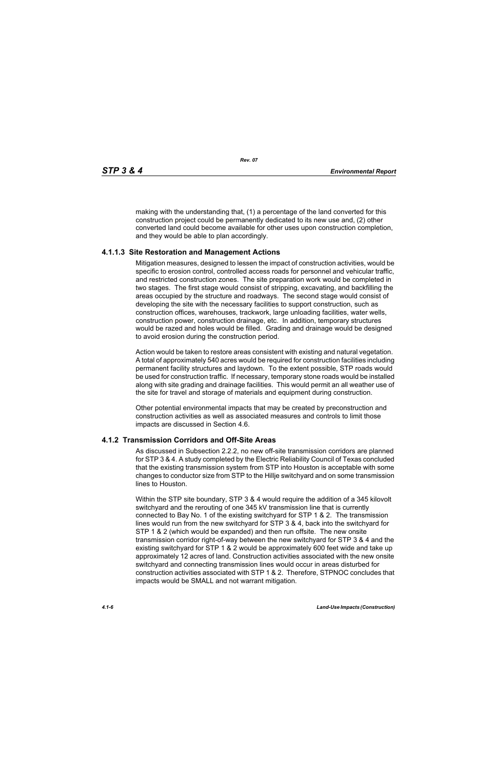making with the understanding that, (1) a percentage of the land converted for this construction project could be permanently dedicated to its new use and, (2) other converted land could become available for other uses upon construction completion, and they would be able to plan accordingly.

### 4.1.1.3 Site Restoration and Management Actions

Mitigation measures, designed to lessen the impact of construction activities, would be specific to erosion control, controlled access roads for personnel and vehicular traffic, and restricted construction zones. The site preparation work would be completed in two stages. The first stage would consist of stripping, excavating, and backfilling the areas occupied by the structure and roadways. The second stage would consist of developing the site with the necessary facilities to support construction, such as construction offices, warehouses, trackwork, large unloading facilities, water wells, construction power, construction drainage, etc. In addition, temporary structures would be razed and holes would be filled. Grading and drainage would be designed to avoid erosion during the construction period.

Action would be taken to restore areas consistent with existing and natural vegetation. A total of approximately 540 acres would be required for construction facilities including permanent facility structures and laydown. To the extent possible, STP roads would be used for construction traffic. If necessary, temporary stone roads would be installed along with site grading and drainage facilities. This would permit an all weather use of the site for travel and storage of materials and equipment during construction.

Other potential environmental impacts that may be created by preconstruction and construction activities as well as associated measures and controls to limit those impacts are discussed in Section 4.6.

## 4.1.2 Transmission Corridors and Off-Site Areas

As discussed in Subsection 2.2.2, no new off-site transmission corridors are planned for STP 3 & 4. A study completed by the Electric Reliability Council of Texas concluded that the existing transmission system from STP into Houston is acceptable with some changes to conductor size from STP to the Hillje switchyard and on some transmission lines to Houston.

Within the STP site boundary, STP 3 & 4 would require the addition of a 345 kilovolt switchyard and the rerouting of one 345 kV transmission line that is currently connected to Bay No. 1 of the existing switchyard for STP 1 & 2. The transmission lines would run from the new switchyard for STP 3 & 4, back into the switchyard for STP 1 & 2 (which would be expanded) and then run offsite. The new onsite transmission corridor right-of-way between the new switchyard for STP 3 & 4 and the existing switchyard for STP 1 & 2 would be approximately 600 feet wide and take up approximately 12 acres of land. Construction activities associated with the new onsite switchyard and connecting transmission lines would occur in areas disturbed for construction activities associated with STP 1 & 2. Therefore, STPNOC concludes that impacts would be SMALL and not warrant mitigation.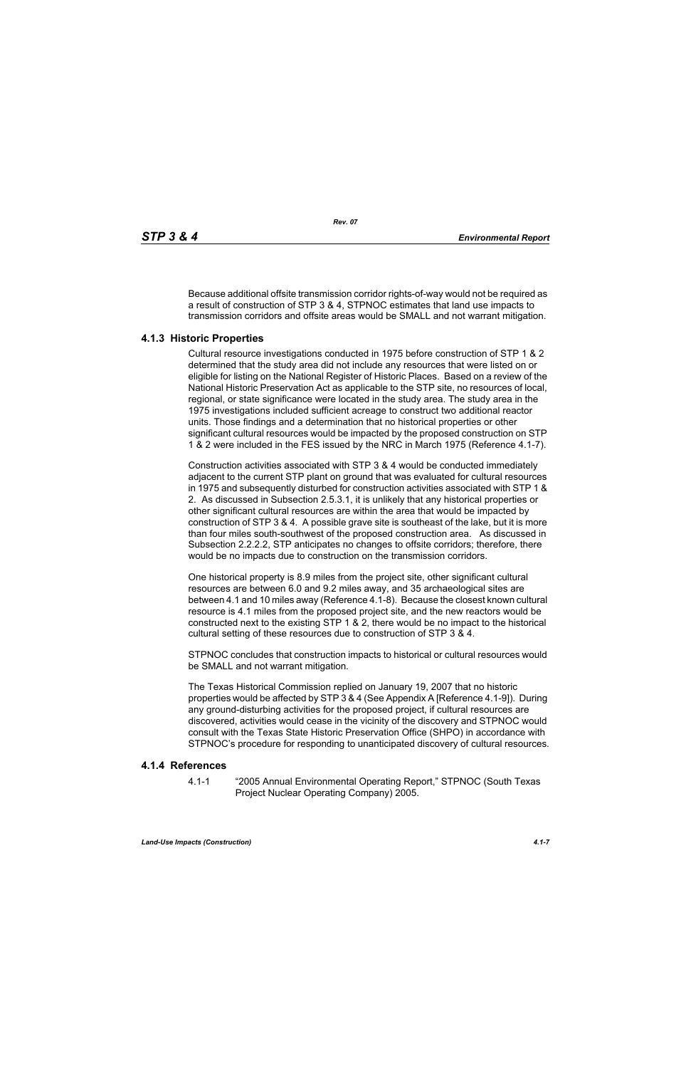Because additional offsite transmission corridor rights-of-way would not be required as a result of construction of STP 3 & 4, STPNOC estimates that land use impacts to transmission corridors and offsite areas would be SMALL and not warrant mitigation.

### 4.1.3 Historic Properties

Cultural resource investigations conducted in 1975 before construction of STP 1 & 2 determined that the study area did not include any resources that were listed on or eligible for listing on the National Register of Historic Places. Based on a review of the National Historic Preservation Act as applicable to the STP site, no resources of local, regional, or state significance were located in the study area. The study area in the 1975 investigations included sufficient acreage to construct two additional reactor units. Those findings and a determination that no historical properties or other significant cultural resources would be impacted by the proposed construction on STP 1 & 2 were included in the FES issued by the NRC in March 1975 (Reference 4.1-7).

Construction activities associated with STP 3 & 4 would be conducted immediately adjacent to the current STP plant on ground that was evaluated for cultural resources in 1975 and subsequently disturbed for construction activities associated with STP 1 & 2. As discussed in Subsection 2.5.3.1, it is unlikely that any historical properties or other significant cultural resources are within the area that would be impacted by construction of STP 3 & 4. A possible grave site is southeast of the lake, but it is more than four miles south-southwest of the proposed construction area. As discussed in Subsection 2.2.2.2, STP anticipates no changes to offsite corridors; therefore, there would be no impacts due to construction on the transmission corridors.

One historical property is 8.9 miles from the project site, other significant cultural resources are between 6.0 and 9.2 miles away, and 35 archaeological sites are between 4.1 and 10 miles away (Reference 4.1-8). Because the closest known cultural resource is 4.1 miles from the proposed project site, and the new reactors would be constructed next to the existing STP 1 & 2, there would be no impact to the historical cultural setting of these resources due to construction of STP 3 & 4.

STPNOC concludes that construction impacts to historical or cultural resources would be SMALL and not warrant mitigation.

The Texas Historical Commission replied on January 19, 2007 that no historic properties would be affected by STP 3 & 4 (See Appendix A [Reference 4.1-9]). During any ground-disturbing activities for the proposed project, if cultural resources are discovered, activities would cease in the vicinity of the discovery and STPNOC would consult with the Texas State Historic Preservation Office (SHPO) in accordance with STPNOC's procedure for responding to unanticipated discovery of cultural resources.

### 4.1.4 References

4.1-1 "2005 Annual Environmental Operating Report," STPNOC (South Texas Project Nuclear Operating Company) 2005.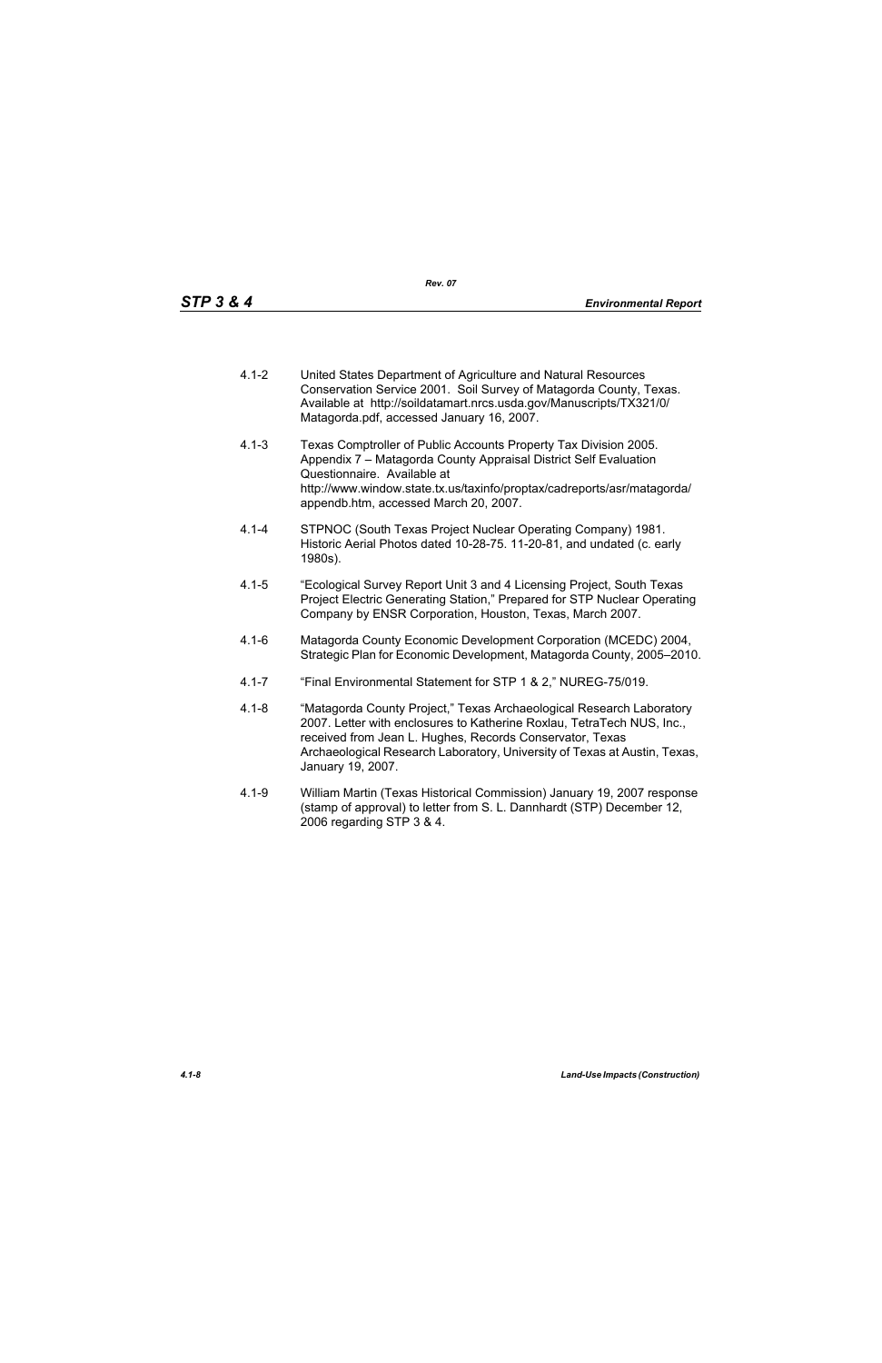4.1-2 United States Department of Agriculture and Natural Resources Conservation Service 2001. Soil Survey of Matagorda County, Texas. Available at http://soildatamart.nrcs.usda.gov/Manuscripts/TX321/0/Matagorda.pdf, accessed January 16, 2007.

4.1-3 Texas Comptroller of Public Accounts Property Tax Division 2005. Appendix 7 – Matagorda County Appraisal District Self Evaluation Questionnaire. Available at http://www.window.state.tx.us/taxinfo/proptax/cadreports/asr/matagorda/appendb.htm, accessed March 20, 2007.

4.1-4 STPNOC (South Texas Project Nuclear Operating Company) 1981. Historic Aerial Photos dated 10-28-75. 11-20-81, and undated (c. early 1980s).

4.1-5 "Ecological Survey Report Unit 3 and 4 Licensing Project, South Texas Project Electric Generating Station," Prepared for STP Nuclear Operating Company by ENSR Corporation, Houston, Texas, March 2007.

4.1-6 Matagorda County Economic Development Corporation (MCEDC) 2004, Strategic Plan for Economic Development, Matagorda County, 2005–2010.

4.1-7 "Final Environmental Statement for STP 1 & 2," NUREG-75/019.

4.1-8 "Matagorda County Project," Texas Archaeological Research Laboratory 2007. Letter with enclosures to Katherine Roxlau, TetraTech NUS, Inc., received from Jean L. Hughes, Records Conservator, Texas Archaeological Research Laboratory, University of Texas at Austin, Texas, January 19, 2007.

4.1-9 William Martin (Texas Historical Commission) January 19, 2007 response (stamp of approval) to letter from S. L. Dannhardt (STP) December 12, 2006 regarding STP 3 & 4.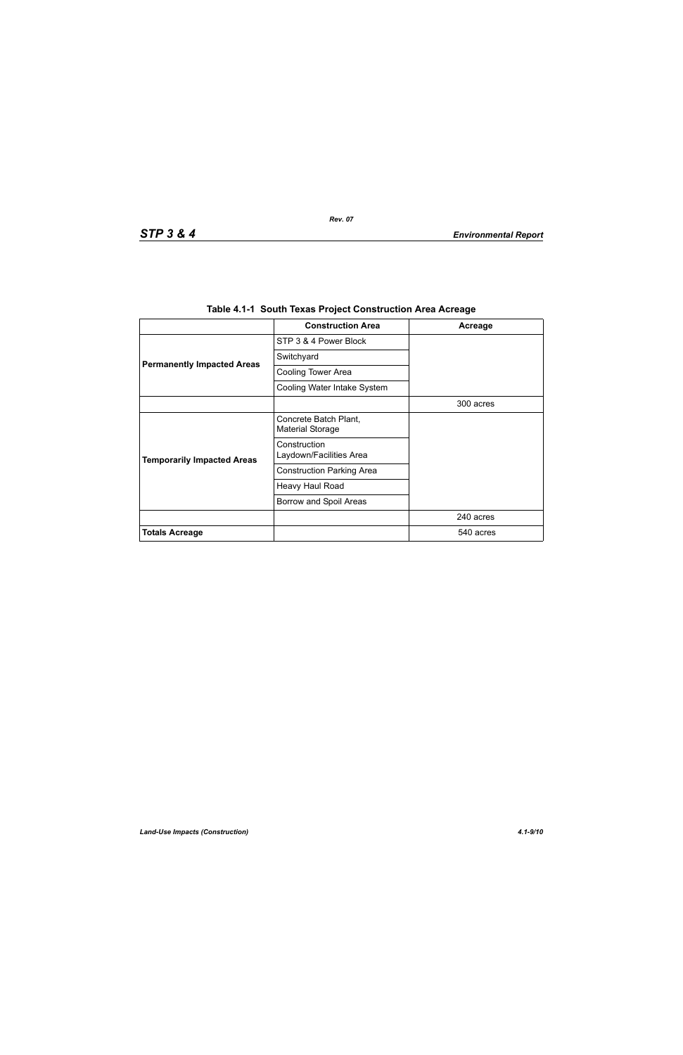**Table 4.1-1 South Texas Project Construction Area Acreage**

| | Construction Area | Acreage |
|---|---|---|
| **Permanently Impacted Areas** | STP 3 & 4 Power Block | |
| | Switchyard | |
| | Cooling Tower Area | |
| | Cooling Water Intake System | |
| | | 300 acres |
| **Temporarily Impacted Areas** | Concrete Batch Plant, Material Storage | |
| | Construction Laydown/Facilities Area | |
| | Construction Parking Area | |
| | Heavy Haul Road | |
| | Borrow and Spoil Areas | |
| | | 240 acres |
| **Totals Acreage** | | 540 acres |